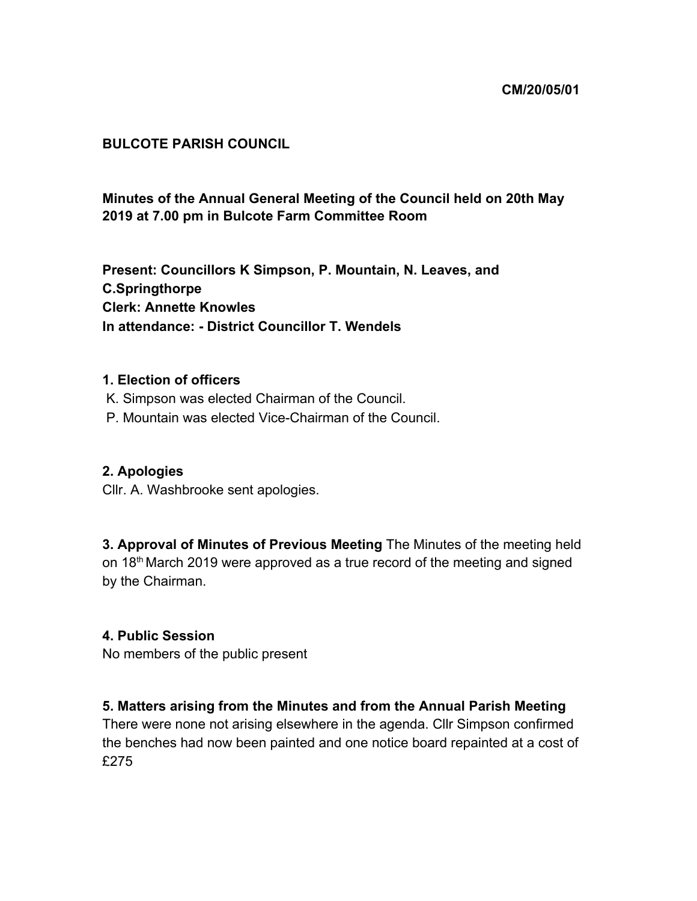CM/20/05/01

**BULCOTE PARISH COUNCIL**

**Minutes of the Annual General Meeting of the Council held on 20th May 2019 at 7.00 pm in Bulcote Farm Committee Room**

**Present: Councillors K Simpson, P. Mountain, N. Leaves, and C.Springthorpe**
**Clerk: Annette Knowles**
**In attendance: - District Councillor T. Wendels**

**1. Election of officers**
K. Simpson was elected Chairman of the Council.
P. Mountain was elected Vice-Chairman of the Council.

**2. Apologies**
Cllr. A. Washbrooke sent apologies.

**3. Approval of Minutes of Previous Meeting** The Minutes of the meeting held on 18th March 2019 were approved as a true record of the meeting and signed by the Chairman.

**4. Public Session**
No members of the public present

**5. Matters arising from the Minutes and from the Annual Parish Meeting**
There were none not arising elsewhere in the agenda. Cllr Simpson confirmed the benches had now been painted and one notice board repainted at a cost of £275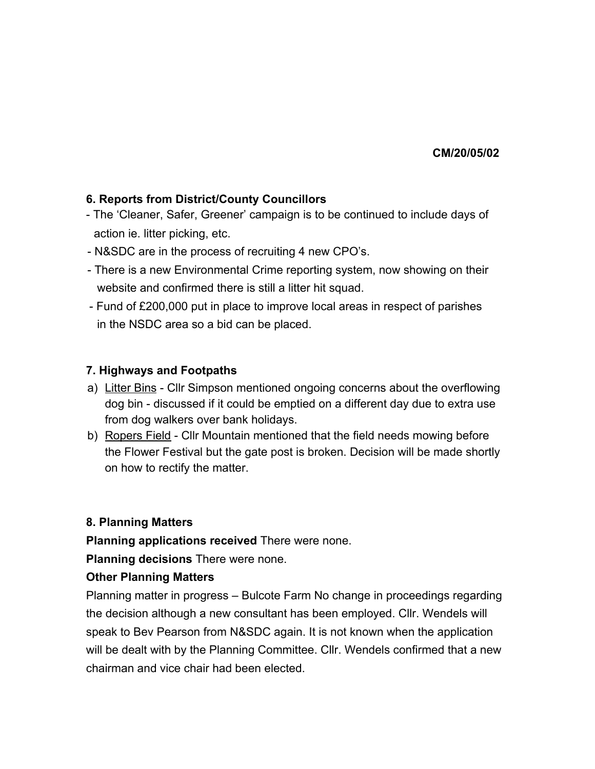CM/20/05/02

**6. Reports from District/County Councillors**

- The 'Cleaner, Safer, Greener' campaign is to be continued to include days of action ie. litter picking, etc.
- N&SDC are in the process of recruiting 4 new CPO's.
- There is a new Environmental Crime reporting system, now showing on their website and confirmed there is still a litter hit squad.
- Fund of £200,000 put in place to improve local areas in respect of parishes in the NSDC area so a bid can be placed.

**7. Highways and Footpaths**

a) Litter Bins - Cllr Simpson mentioned ongoing concerns about the overflowing dog bin - discussed if it could be emptied on a different day due to extra use from dog walkers over bank holidays.
b) Ropers Field - Cllr Mountain mentioned that the field needs mowing before the Flower Festival but the gate post is broken. Decision will be made shortly on how to rectify the matter.

**8. Planning Matters**

**Planning applications received** There were none.

**Planning decisions** There were none.

**Other Planning Matters**

Planning matter in progress – Bulcote Farm No change in proceedings regarding the decision although a new consultant has been employed. Cllr. Wendels will speak to Bev Pearson from N&SDC again. It is not known when the application will be dealt with by the Planning Committee. Cllr. Wendels confirmed that a new chairman and vice chair had been elected.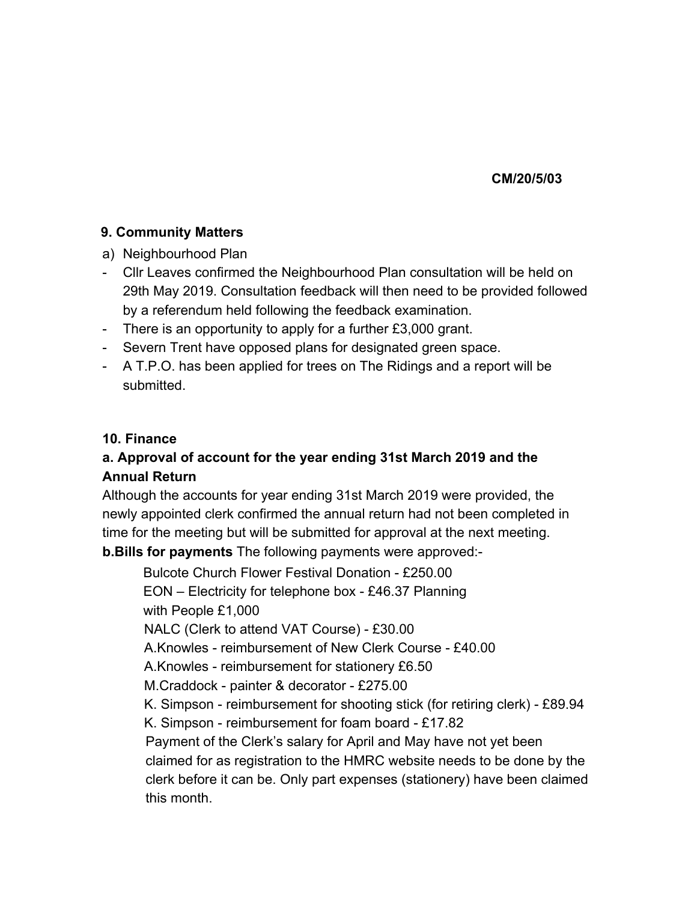**CM/20/5/03**

### 9. Community Matters

a) Neighbourhood Plan

- Cllr Leaves confirmed the Neighbourhood Plan consultation will be held on 29th May 2019. Consultation feedback will then need to be provided followed by a referendum held following the feedback examination.
- There is an opportunity to apply for a further £3,000 grant.
- Severn Trent have opposed plans for designated green space.
- A T.P.O. has been applied for trees on The Ridings and a report will be submitted.

### 10. Finance

**a. Approval of account for the year ending 31st March 2019 and the Annual Return**

Although the accounts for year ending 31st March 2019 were provided, the newly appointed clerk confirmed the annual return had not been completed in time for the meeting but will be submitted for approval at the next meeting.

**b.Bills for payments** The following payments were approved:-

Bulcote Church Flower Festival Donation - £250.00
EON – Electricity for telephone box - £46.37 Planning with People £1,000
NALC (Clerk to attend VAT Course) - £30.00
A.Knowles - reimbursement of New Clerk Course - £40.00
A.Knowles - reimbursement for stationery £6.50
M.Craddock - painter & decorator - £275.00
K. Simpson - reimbursement for shooting stick (for retiring clerk) - £89.94
K. Simpson - reimbursement for foam board - £17.82

Payment of the Clerk's salary for April and May have not yet been claimed for as registration to the HMRC website needs to be done by the clerk before it can be. Only part expenses (stationery) have been claimed this month.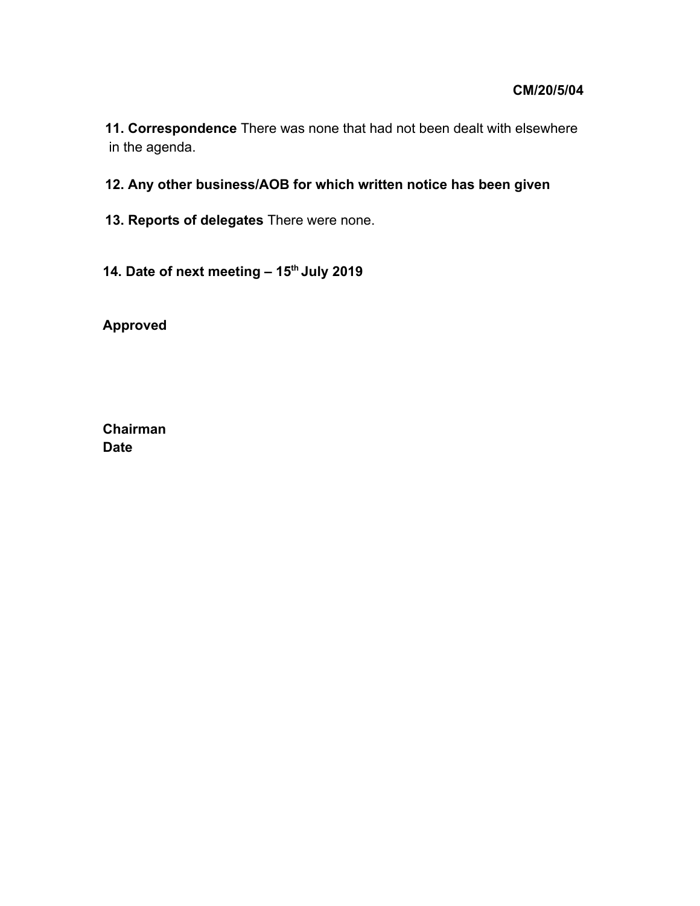**CM/20/5/04**

**11. Correspondence** There was none that had not been dealt with elsewhere in the agenda.

**12. Any other business/AOB for which written notice has been given**

**13. Reports of delegates** There were none.

**14. Date of next meeting – 15th July 2019**

**Approved**

**Chairman**
**Date**